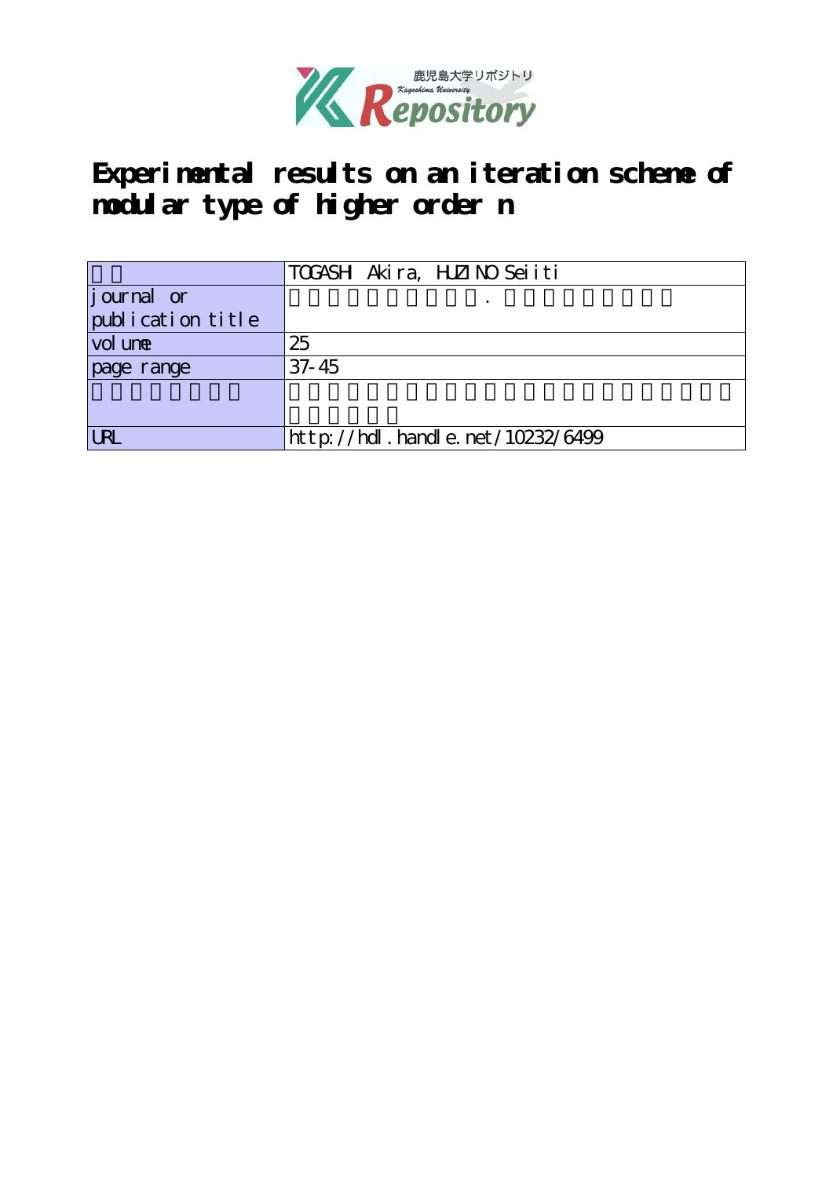# Experimental results on an iteration scheme of modular type of higher order n

| | |
|---|---|
| | TOGASHI Akira, HUZINO Seiiti |
| journal or publication title | |
| volume | 25 |
| page range | 37-45 |
| | |
| URL | http://hdl.handle.net/10232/6499 |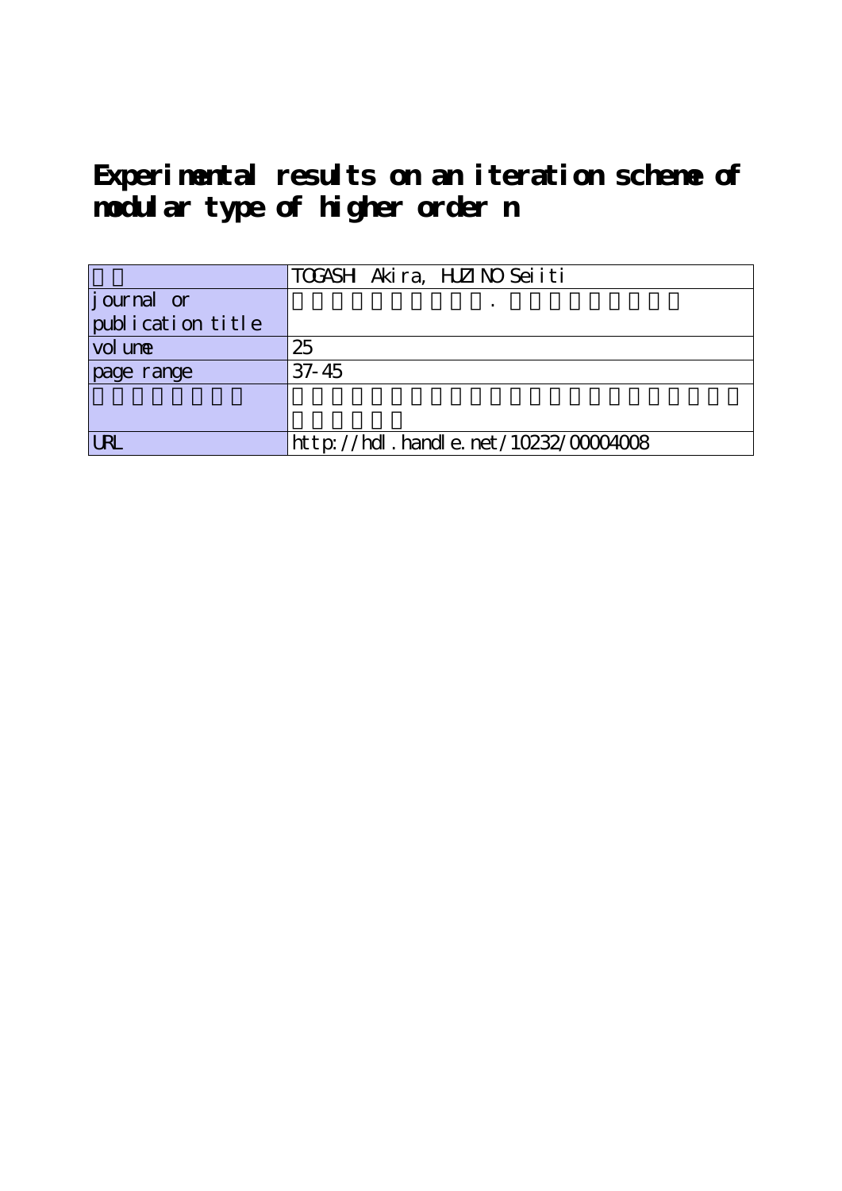# Experimental results on an iteration scheme of modular type of higher order n

| | |
|---|---|
| | TOGASHI Akira, HUZINO Seiiti |
| journal or publication title | . |
| volume | 25 |
| page range | 37-45 |
| | |
| URL | http://hdl.handle.net/10232/00004008 |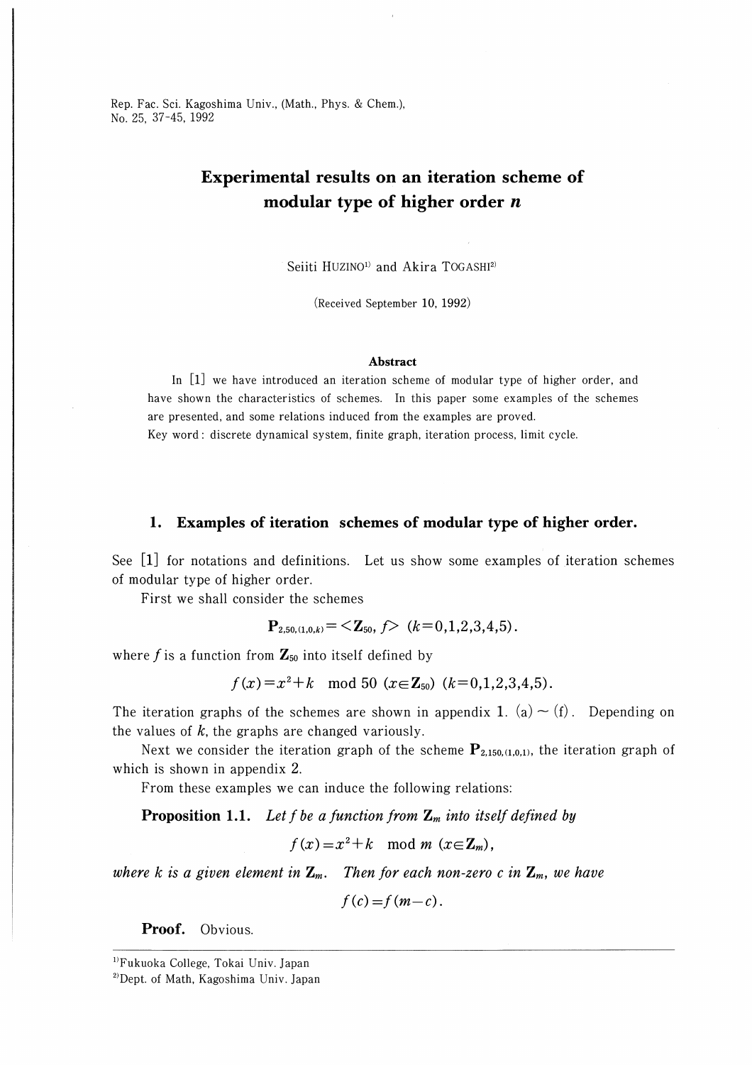# Experimental results on an iteration scheme of modular type of higher order $n$

Seiiti HUZINO[1] and Akira TOGASHI[2]

(Received September 10, 1992)

### Abstract

In [1] we have introduced an iteration scheme of modular type of higher order, and have shown the characteristics of schemes. In this paper some examples of the schemes are presented, and some relations induced from the examples are proved.

Key word: discrete dynamical system, finite graph, iteration process, limit cycle.

## 1. Examples of iteration schemes of modular type of higher order.

See [1] for notations and definitions. Let us show some examples of iteration schemes of modular type of higher order.

First we shall consider the schemes

$$\mathbf{P}_{2,50,(1,0,k)} = <\mathbf{Z}_{50}, f> \ (k=0,1,2,3,4,5).$$

where $f$ is a function from $\mathbf{Z}_{50}$ into itself defined by

$$f(x) = x^2 + k \mod 50 \ (x \in \mathbf{Z}_{50}) \ (k=0,1,2,3,4,5).$$

The iteration graphs of the schemes are shown in appendix 1. (a) ~ (f). Depending on the values of $k$, the graphs are changed variously.

Next we consider the iteration graph of the scheme $\mathbf{P}_{2,150,(1,0,1)}$, the iteration graph of which is shown in appendix 2.

From these examples we can induce the following relations:

**Proposition 1.1.** *Let $f$ be a function from $\mathbf{Z}_m$ into itself defined by*

$$f(x) = x^2 + k \mod m \ (x \in \mathbf{Z}_m),$$

*where $k$ is a given element in $\mathbf{Z}_m$. Then for each non-zero $c$ in $\mathbf{Z}_m$, we have*

$$f(c) = f(m-c).$$

**Proof.** Obvious.

---

[1] Fukuoka College, Tokai Univ. Japan

[2] Dept. of Math, Kagoshima Univ. Japan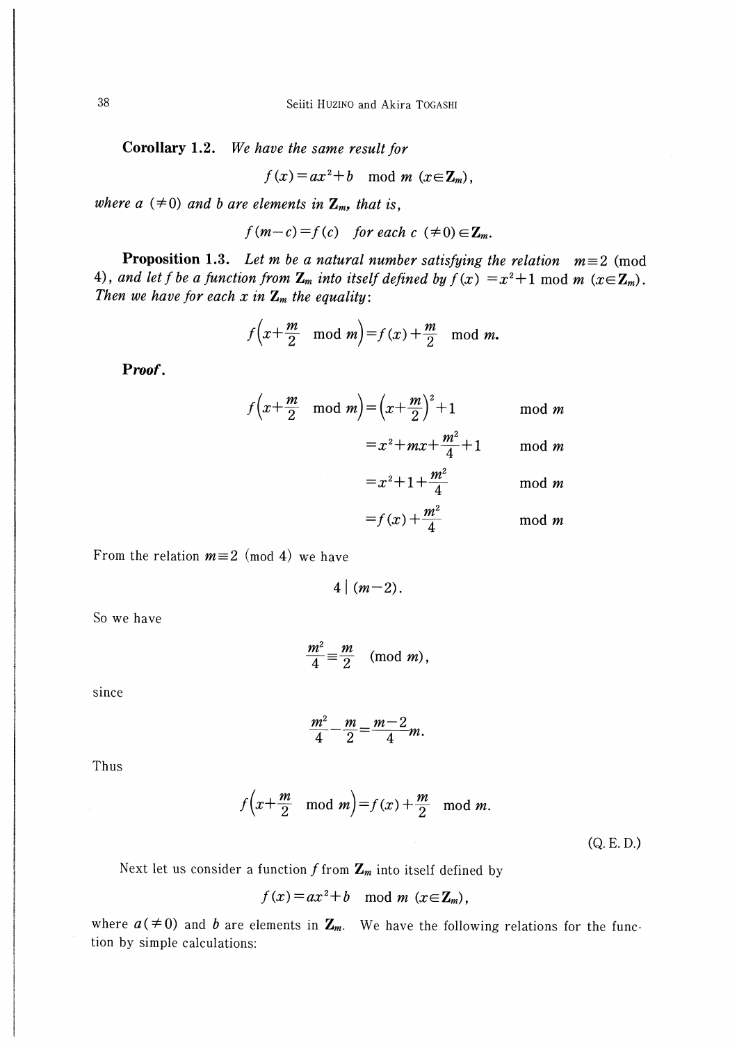**Corollary 1.2.** *We have the same result for*

$$f(x)=ax^2+b \mod m \ (x \in \mathbf{Z}_m),$$

*where $a$ ($\neq 0$) and $b$ are elements in $\mathbf{Z}_m$, that is,*

$$f(m-c)=f(c) \quad \textit{for each } c \ (\neq 0) \in \mathbf{Z}_m.$$

**Proposition 1.3.** *Let $m$ be a natural number satisfying the relation $m \equiv 2 \pmod 4$, and let $f$ be a function from $\mathbf{Z}_m$ into itself defined by $f(x)=x^2+1 \mod m$ ($x \in \mathbf{Z}_m$). Then we have for each $x$ in $\mathbf{Z}_m$ the equality:*

$$f\left(x+\frac{m}{2} \mod m\right)=f(x)+\frac{m}{2} \mod m.$$

***Proof.***

$$\begin{aligned}
f\left(x+\frac{m}{2} \mod m\right) &= \left(x+\frac{m}{2}\right)^2+1 && \mod m \\
&= x^2+mx+\frac{m^2}{4}+1 && \mod m \\
&= x^2+1+\frac{m^2}{4} && \mod m \\
&= f(x)+\frac{m^2}{4} && \mod m
\end{aligned}$$

From the relation $m \equiv 2 \pmod 4$ we have

$$4 \mid (m-2).$$

So we have

$$\frac{m^2}{4} \equiv \frac{m}{2} \pmod m,$$

since

$$\frac{m^2}{4}-\frac{m}{2}=\frac{m-2}{4}m.$$

Thus

$$f\left(x+\frac{m}{2} \mod m\right)=f(x)+\frac{m}{2} \mod m.$$

(Q. E. D.)

Next let us consider a function $f$ from $\mathbf{Z}_m$ into itself defined by

$$f(x)=ax^2+b \mod m \ (x \in \mathbf{Z}_m),$$

where $a (\neq 0)$ and $b$ are elements in $\mathbf{Z}_m$. We have the following relations for the function by simple calculations: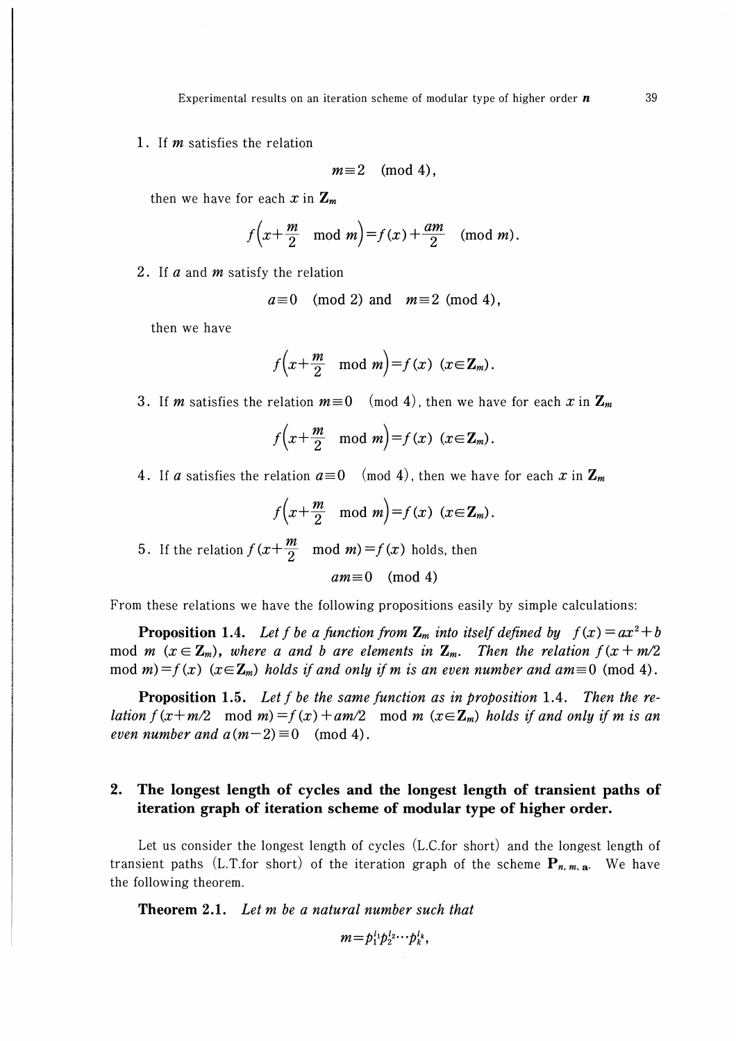1. If $m$ satisfies the relation

$$m \equiv 2 \pmod 4,$$

then we have for each $x$ in $\mathbf{Z}_m$

$$f\left(x+\frac{m}{2} \mod m\right) = f(x) + \frac{am}{2} \pmod m.$$

2. If $a$ and $m$ satisfy the relation

$$a \equiv 0 \pmod 2 \text{ and } m \equiv 2 \pmod 4,$$

then we have

$$f\left(x+\frac{m}{2} \mod m\right) = f(x) \quad (x \in \mathbf{Z}_m).$$

3. If $m$ satisfies the relation $m \equiv 0 \pmod 4$, then we have for each $x$ in $\mathbf{Z}_m$

$$f\left(x+\frac{m}{2} \mod m\right) = f(x) \quad (x \in \mathbf{Z}_m).$$

4. If $a$ satisfies the relation $a \equiv 0 \pmod 4$, then we have for each $x$ in $\mathbf{Z}_m$

$$f\left(x+\frac{m}{2} \mod m\right) = f(x) \quad (x \in \mathbf{Z}_m).$$

5. If the relation $f(x+\frac{m}{2} \mod m) = f(x)$ holds, then

$$am \equiv 0 \pmod 4$$

From these relations we have the following propositions easily by simple calculations:

**Proposition 1.4.** *Let $f$ be a function from $\mathbf{Z}_m$ into itself defined by $f(x) = ax^2 + b$ mod $m$ ($x \in \mathbf{Z}_m$), where $a$ and $b$ are elements in $\mathbf{Z}_m$. Then the relation $f(x+m/2$ mod $m) = f(x)$ ($x \in \mathbf{Z}_m$) holds if and only if $m$ is an even number and $am \equiv 0 \pmod 4$.*

**Proposition 1.5.** *Let $f$ be the same function as in proposition 1.4. Then the relation $f(x+m/2$ mod $m) = f(x) + am/2$ mod $m$ ($x \in \mathbf{Z}_m$) holds if and only if $m$ is an even number and $a(m-2) \equiv 0 \pmod 4$.*

## 2. The longest length of cycles and the longest length of transient paths of iteration graph of iteration scheme of modular type of higher order.

Let us consider the longest length of cycles (L.C.for short) and the longest length of transient paths (L.T.for short) of the iteration graph of the scheme $\mathbf{P}_{n,m,\mathbf{a}}$. We have the following theorem.

**Theorem 2.1.** *Let $m$ be a natural number such that*

$$m = p_1^{l_1} p_2^{l_2} \cdots p_k^{l_k},$$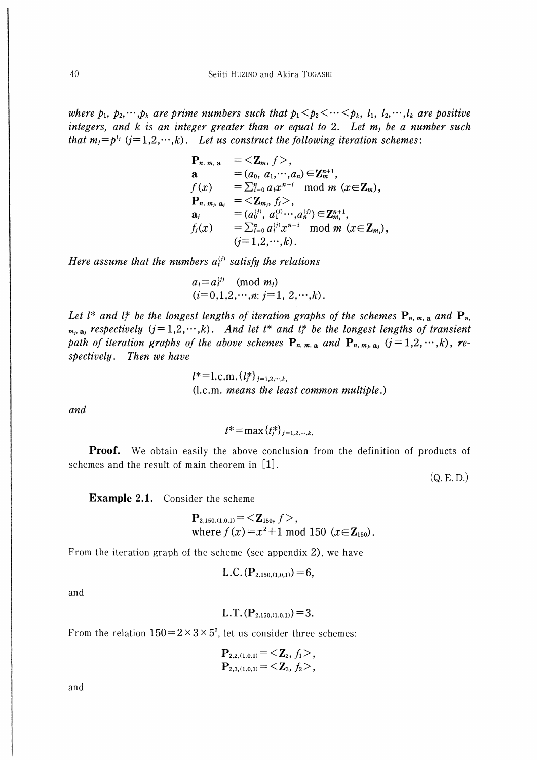*where $p_1, p_2, \cdots, p_k$ are prime numbers such that $p_1 < p_2 < \cdots < p_k$, $l_1, l_2, \cdots, l_k$ are positive integers, and $k$ is an integer greater than or equal to 2. Let $m_j$ be a number such that $m_j = p^{l_j}$ $(j = 1,2,\cdots,k)$. Let us construct the following iteration schemes:*

$$
\begin{aligned}
\mathbf{P}_{n,m,\mathbf{a}} &= <\mathbf{Z}_m, f>, \\
\mathbf{a} &= (a_0, a_1, \cdots, a_n) \in \mathbf{Z}_m^{n+1}, \\
f(x) &= \textstyle\sum_{i=0}^{n} a_i x^{n-i} \mod m \quad (x \in \mathbf{Z}_m), \\
\mathbf{P}_{n,m_j,\mathbf{a}_j} &= <\mathbf{Z}_{m_j}, f_j>, \\
\mathbf{a}_j &= (a_0^{(j)}, a_1^{(j)} \cdots, a_n^{(j)}) \in \mathbf{Z}_{m_j}^{n+1}, \\
f_j(x) &= \textstyle\sum_{i=0}^{n} a_i^{(j)} x^{n-i} \mod m \quad (x \in \mathbf{Z}_{m_j}), \\
& (j = 1,2,\cdots,k).
\end{aligned}
$$

*Here assume that the numbers $a_i^{(j)}$ satisfy the relations*

$$
a_i \equiv a_i^{(j)} \pmod{m_j}
$$
$$
(i = 0,1,2,\cdots,n;\ j = 1,\ 2,\cdots,k).
$$

*Let $l^*$ and $l_j^*$ be the longest lengths of iteration graphs of the schemes $\mathbf{P}_{n,m,\mathbf{a}}$ and $\mathbf{P}_{n,m_j,\mathbf{a}_j}$ respectively $(j = 1,2,\cdots,k)$. And let $t^*$ and $t_j^*$ be the longest lengths of transient path of iteration graphs of the above schemes $\mathbf{P}_{n,m,\mathbf{a}}$ and $\mathbf{P}_{n,m_j,\mathbf{a}_j}$ $(j = 1,2,\cdots,k)$, respectively. Then we have*

$$
l^* = \text{l.c.m.}\{l_j^*\}_{j=1,2,\cdots,k},
$$

(l.c.m. *means the least common multiple.*)

*and*

$$
t^* = \max\{t_j^*\}_{j=1,2,\cdots,k},
$$

**Proof.** We obtain easily the above conclusion from the definition of products of schemes and the result of main theorem in [1].

(Q. E. D.)

**Example 2.1.** Consider the scheme

$$
\mathbf{P}_{2,150,(1,0,1)} = <\mathbf{Z}_{150}, f>,
$$
$$
\text{where } f(x) = x^2 + 1 \mod 150 \ (x \in \mathbf{Z}_{150}).
$$

From the iteration graph of the scheme (see appendix 2), we have

$$
\text{L.C.}(\mathbf{P}_{2,150,(1,0,1)}) = 6,
$$

and

$$
\text{L.T.}(\mathbf{P}_{2,150,(1,0,1)}) = 3.
$$

From the relation $150 = 2 \times 3 \times 5^2$, let us consider three schemes:

$$
\mathbf{P}_{2,2,(1,0,1)} = <\mathbf{Z}_2, f_1>,
$$
$$
\mathbf{P}_{2,3,(1,0,1)} = <\mathbf{Z}_3, f_2>,
$$

and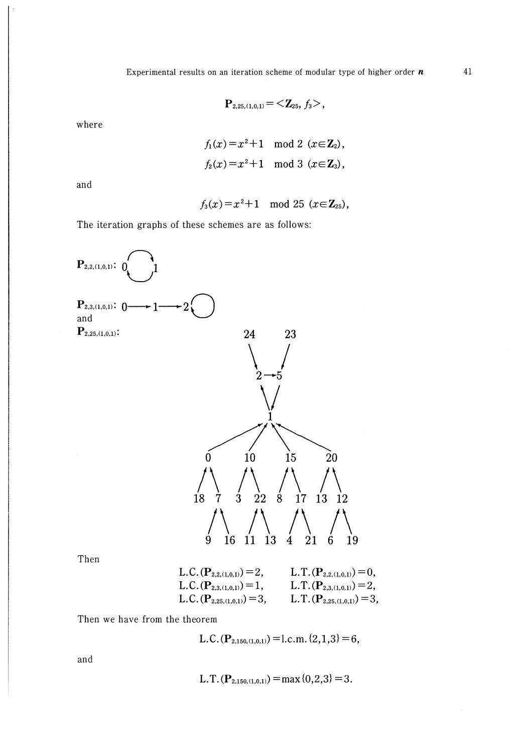$$\mathbf{P}_{2,25,(1,0,1)} = <\mathbf{Z}_{25}, f_3>,$$

where

$$f_1(x) = x^2+1 \mod 2 \ (x \in \mathbf{Z}_2),$$

$$f_2(x) = x^2+1 \mod 3 \ (x \in \mathbf{Z}_3),$$

and

$$f_3(x) = x^2+1 \mod 25 \ (x \in \mathbf{Z}_{25}),$$

The iteration graphs of these schemes are as follows:

$\mathbf{P}_{2,2,(1,0,1)}$: 0 ⇄ 1

$\mathbf{P}_{2,3,(1,0,1)}$: 0 ⟶ 1 ⟶ 2 ↺

and

$\mathbf{P}_{2,25,(1,0,1)}$:

```
         24      23
           \    /
            2 → 5
             \ /
              1
         /  /   \   \
        0   10   15   20
       / \  / \  / \  / \
      18  7 3 22 8 17 13 12
         / \  / \  / \  / \
        9 16 11 13 4 21 6 19
```

Then

$$\text{L.C.}(\mathbf{P}_{2,2,(1,0,1)}) = 2, \qquad \text{L.T.}(\mathbf{P}_{2,2,(1,0,1)}) = 0,$$
$$\text{L.C.}(\mathbf{P}_{2,3,(1,0,1)}) = 1, \qquad \text{L.T.}(\mathbf{P}_{2,3,(1,0,1)}) = 2,$$
$$\text{L.C.}(\mathbf{P}_{2,25,(1,0,1)}) = 3, \qquad \text{L.T.}(\mathbf{P}_{2,25,(1,0,1)}) = 3,$$

Then we have from the theorem

$$\text{L.C.}(\mathbf{P}_{2,150,(1,0,1)}) = \text{l.c.m.}\{2,1,3\} = 6,$$

and

$$\text{L.T.}(\mathbf{P}_{2,150,(1,0,1)}) = \max\{0,2,3\} = 3.$$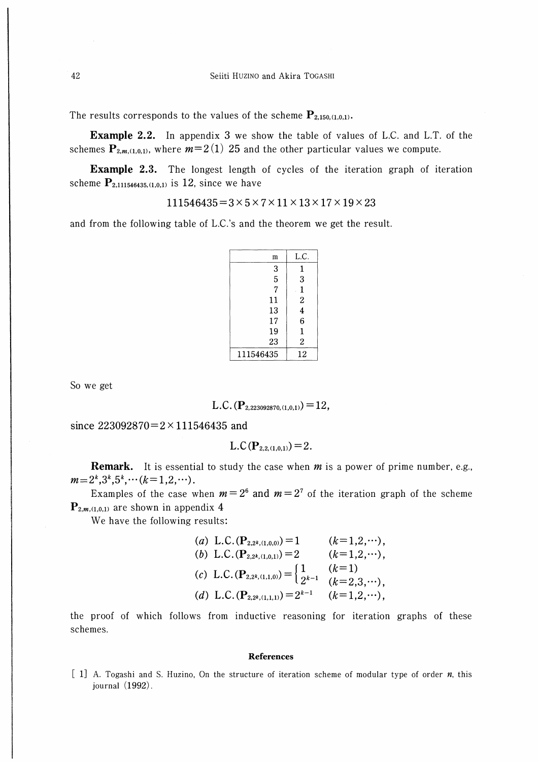The results corresponds to the values of the scheme $\mathbf{P}_{2,150,(1,0,1)}$.

**Example 2.2.** In appendix 3 we show the table of values of L.C. and L.T. of the schemes $\mathbf{P}_{2,m,(1,0,1)}$, where $m=2(1)\ 25$ and the other particular values we compute.

**Example 2.3.** The longest length of cycles of the iteration graph of iteration scheme $\mathbf{P}_{2,111546435,(1,0,1)}$ is 12, since we have

$$111546435=3\times5\times7\times11\times13\times17\times19\times23$$

and from the following table of L.C.'s and the theorem we get the result.

| m | L.C. |
|---|---|
| 3 | 1 |
| 5 | 3 |
| 7 | 1 |
| 11 | 2 |
| 13 | 4 |
| 17 | 6 |
| 19 | 1 |
| 23 | 2 |
| 111546435 | 12 |

So we get

$$\text{L.C.}(\mathbf{P}_{2,223092870,(1,0,1)})=12,$$

since $223092870=2\times111546435$ and

$$\text{L.C}(\mathbf{P}_{2,2,(1,0,1)})=2.$$

**Remark.** It is essential to study the case when $m$ is a power of prime number, e.g., $m=2^k,3^k,5^k,\cdots(k=1,2,\cdots)$.

Examples of the case when $m=2^6$ and $m=2^7$ of the iteration graph of the scheme $\mathbf{P}_{2,m,(1,0,1)}$ are shown in appendix 4

We have the following results:

$$(a)\ \text{L.C.}(\mathbf{P}_{2,2^k,(1,0,0)})=1 \qquad (k=1,2,\cdots),$$

$$(b)\ \text{L.C.}(\mathbf{P}_{2,2^k,(1,0,1)})=2 \qquad (k=1,2,\cdots),$$

$$(c)\ \text{L.C.}(\mathbf{P}_{2,2^k,(1,1,0)})=\begin{cases}1 & (k=1)\\ 2^{k-1} & (k=2,3,\cdots),\end{cases}$$

$$(d)\ \text{L.C.}(\mathbf{P}_{2,2^k,(1,1,1)})=2^{k-1} \qquad (k=1,2,\cdots),$$

the proof of which follows from inductive reasoning for iteration graphs of these schemes.

## References

[1] A. Togashi and S. Huzino, On the structure of iteration scheme of modular type of order $n$, this journal (1992).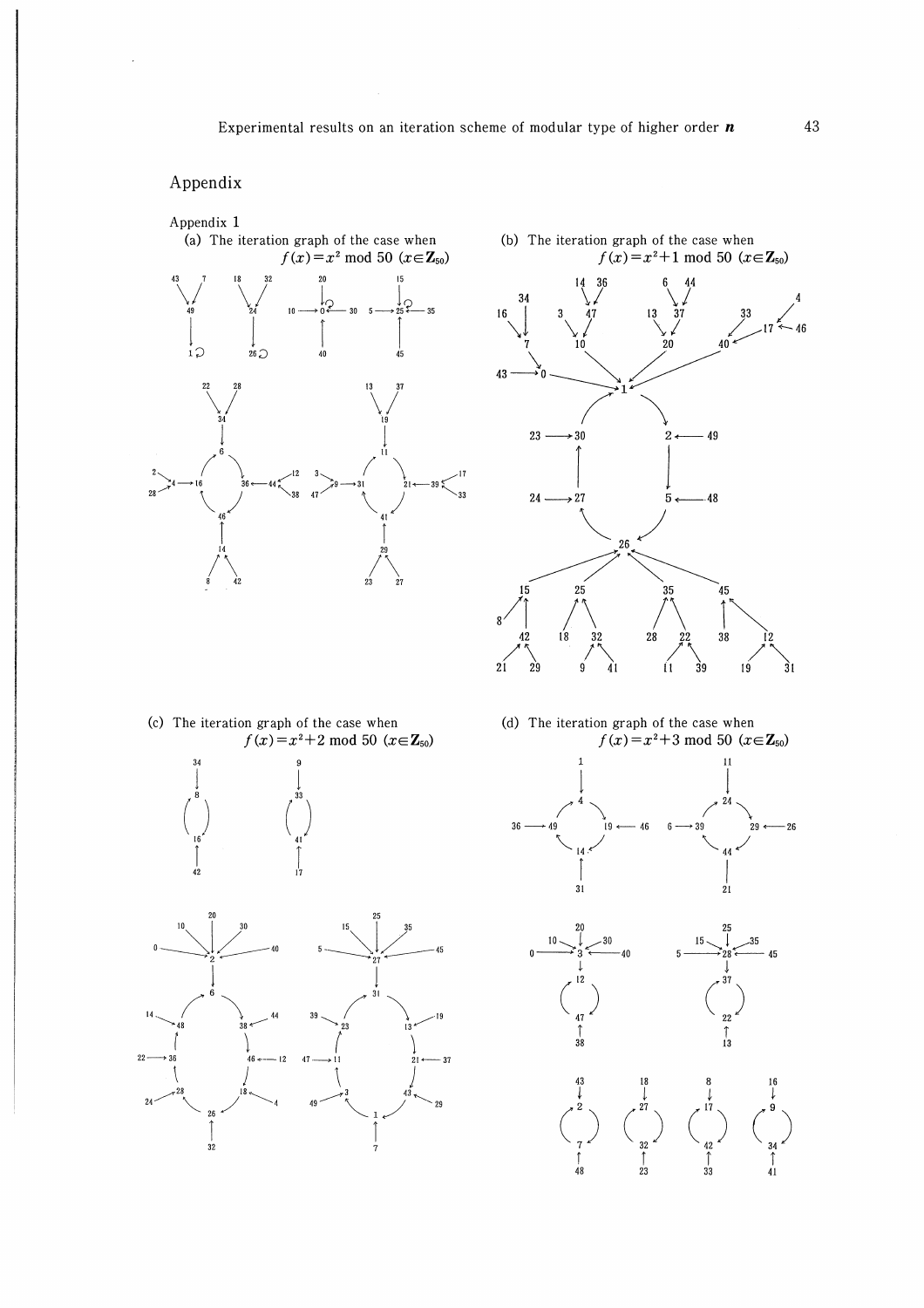## Appendix

Appendix 1

(a) The iteration graph of the case when $f(x)=x^2 \bmod 50$ $(x \in \mathbf{Z}_{50})$

(b) The iteration graph of the case when $f(x)=x^2+1 \bmod 50$ $(x \in \mathbf{Z}_{50})$

(c) The iteration graph of the case when $f(x)=x^2+2 \bmod 50$ $(x \in \mathbf{Z}_{50})$

(d) The iteration graph of the case when $f(x)=x^2+3 \bmod 50$ $(x \in \mathbf{Z}_{50})$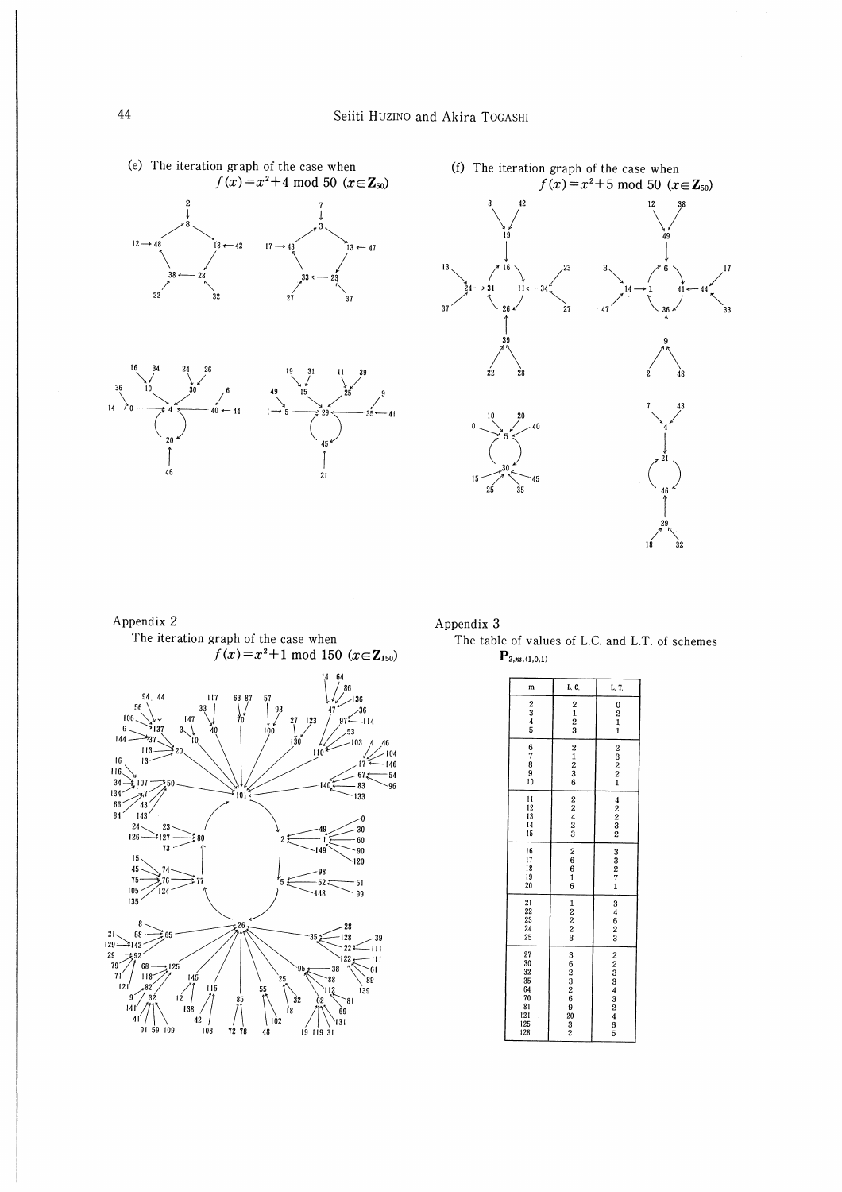(e) The iteration graph of the case when $f(x)=x^2+4 \bmod 50$ $(x \in \mathbf{Z}_{50})$

(f) The iteration graph of the case when $f(x)=x^2+5 \bmod 50$ $(x \in \mathbf{Z}_{50})$

## Appendix 2

The iteration graph of the case when $f(x)=x^2+1 \bmod 150$ $(x \in \mathbf{Z}_{150})$

## Appendix 3

The table of values of L.C. and L.T. of schemes $\mathbf{P}_{2,m,(1,0,1)}$

| m | L.C. | L.T. |
|---|---|---|
| 2 | 2 | 0 |
| 3 | 1 | 2 |
| 4 | 2 | 1 |
| 5 | 3 | 1 |
| 6 | 2 | 2 |
| 7 | 1 | 3 |
| 8 | 2 | 2 |
| 9 | 3 | 2 |
| 10 | 6 | 1 |
| 11 | 2 | 4 |
| 12 | 2 | 2 |
| 13 | 4 | 2 |
| 14 | 2 | 3 |
| 15 | 3 | 2 |
| 16 | 2 | 3 |
| 17 | 6 | 3 |
| 18 | 6 | 2 |
| 19 | 1 | 7 |
| 20 | 6 | 1 |
| 21 | 1 | 3 |
| 22 | 2 | 4 |
| 23 | 2 | 6 |
| 24 | 2 | 2 |
| 25 | 3 | 3 |
| 27 | 3 | 2 |
| 30 | 6 | 2 |
| 32 | 2 | 3 |
| 35 | 3 | 3 |
| 64 | 2 | 4 |
| 70 | 6 | 3 |
| 81 | 9 | 2 |
| 121 | 20 | 4 |
| 125 | 3 | 6 |
| 128 | 2 | 5 |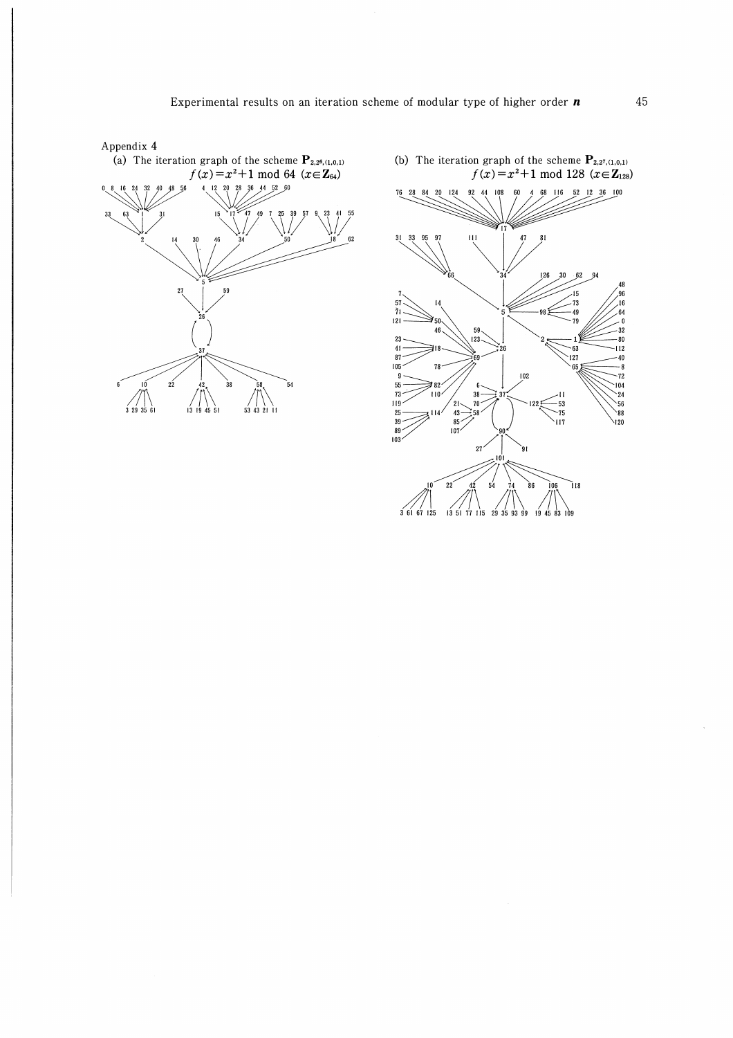Appendix 4

(a) The iteration graph of the scheme $\mathbf{P}_{2,2^6,(1,0,1)}$
$f(x)=x^2+1 \bmod 64$ $(x \in \mathbf{Z}_{64})$

0 8 16 24 32 40 48 56 4 12 20 28 36 44 52 60

33 63 1 31 15 17 47 49 7 25 39 57 9 23 41 55

2 14 30 46 34 50 18 62

5

27 59

26

37

6 10 22 42 38 58 54

3 29 35 61 13 19 45 51 53 43 21 11

(b) The iteration graph of the scheme $\mathbf{P}_{2,2^7,(1,0,1)}$
$f(x)=x^2+1 \bmod 128$ $(x \in \mathbf{Z}_{128})$

76 28 84 20 124 92 44 108 60 4 68 116 52 12 36 100

17

31 33 95 97 111 47 81

66 34 126 30 62 94

48 96 16 64 0 32 80 112 40 8 72 104 24 56 88 120

7 57 71 121 14 50 46 5 98 15 73 49 79 2 1 63 127 65

23 41 87 105 18 59 123 69 26

9 55 73 119 82 110 78 102

25 39 89 103 114 21 43 85 107 6 38 70 58 37 122 11 53 75 117

90

27 91

101

10 22 42 54 74 86 106 118

3 61 67 125 13 51 77 115 29 35 93 99 19 45 83 109